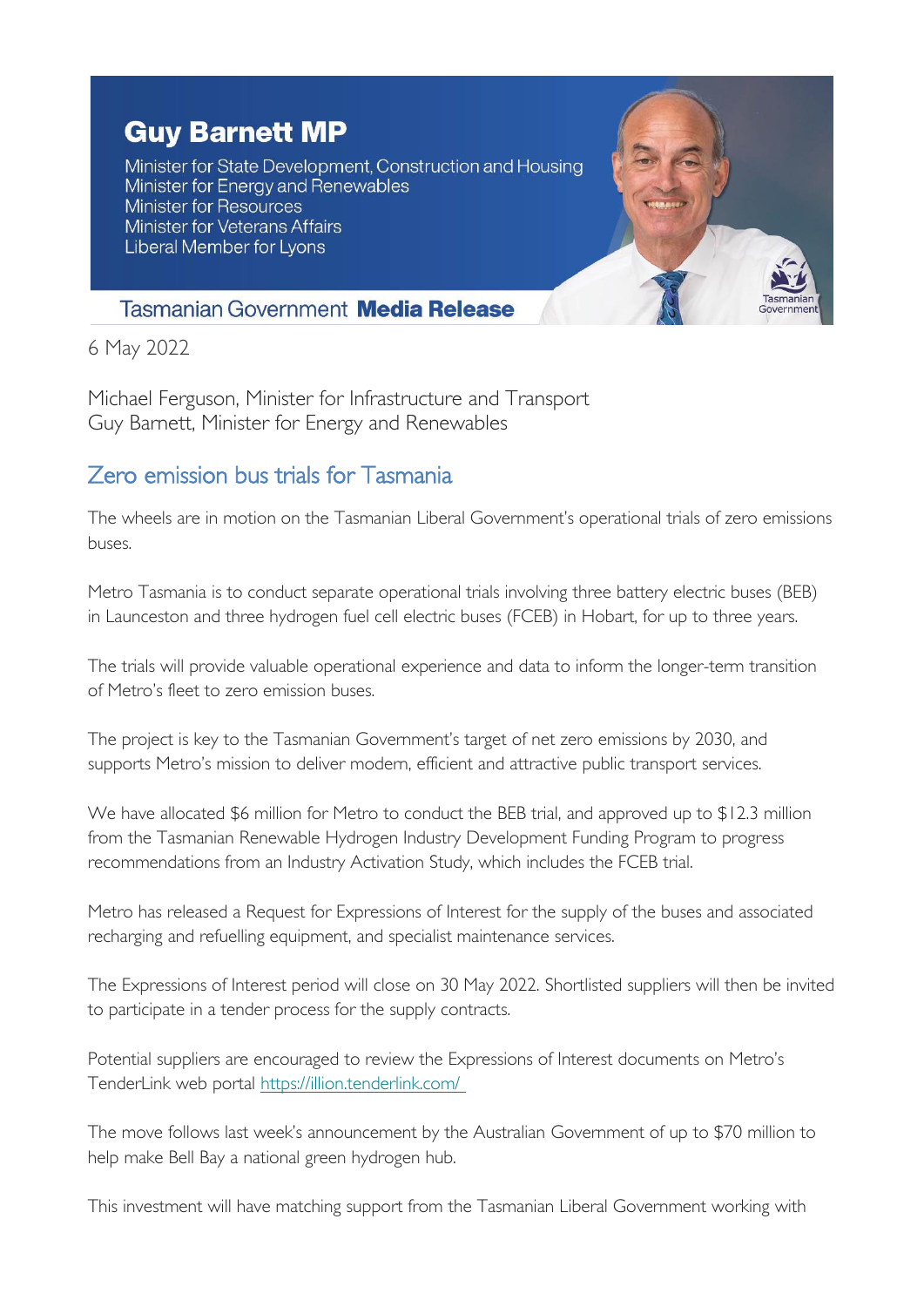**Guy Barnett MP**

Minister for State Development, Construction and Housing
Minister for Energy and Renewables
Minister for Resources
Minister for Veterans Affairs
Liberal Member for Lyons

Tasmanian Government **Media Release**

6 May 2022

Michael Ferguson, Minister for Infrastructure and Transport
Guy Barnett, Minister for Energy and Renewables

## Zero emission bus trials for Tasmania

The wheels are in motion on the Tasmanian Liberal Government's operational trials of zero emissions buses.

Metro Tasmania is to conduct separate operational trials involving three battery electric buses (BEB) in Launceston and three hydrogen fuel cell electric buses (FCEB) in Hobart, for up to three years.

The trials will provide valuable operational experience and data to inform the longer-term transition of Metro's fleet to zero emission buses.

The project is key to the Tasmanian Government's target of net zero emissions by 2030, and supports Metro's mission to deliver modern, efficient and attractive public transport services.

We have allocated $6 million for Metro to conduct the BEB trial, and approved up to $12.3 million from the Tasmanian Renewable Hydrogen Industry Development Funding Program to progress recommendations from an Industry Activation Study, which includes the FCEB trial.

Metro has released a Request for Expressions of Interest for the supply of the buses and associated recharging and refuelling equipment, and specialist maintenance services.

The Expressions of Interest period will close on 30 May 2022. Shortlisted suppliers will then be invited to participate in a tender process for the supply contracts.

Potential suppliers are encouraged to review the Expressions of Interest documents on Metro's TenderLink web portal https://illion.tenderlink.com/

The move follows last week's announcement by the Australian Government of up to $70 million to help make Bell Bay a national green hydrogen hub.

This investment will have matching support from the Tasmanian Liberal Government working with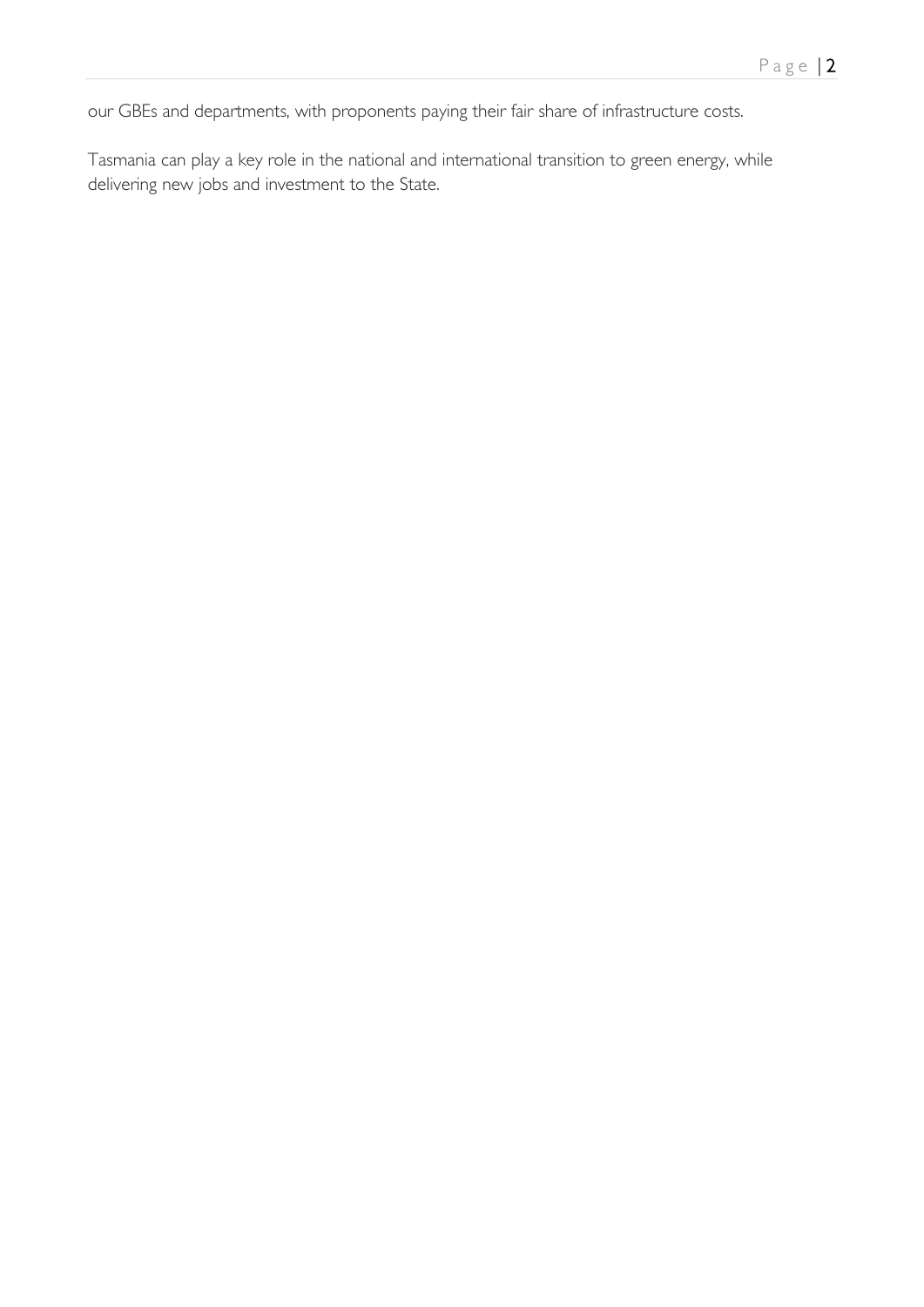our GBEs and departments, with proponents paying their fair share of infrastructure costs.

Tasmania can play a key role in the national and international transition to green energy, while delivering new jobs and investment to the State.